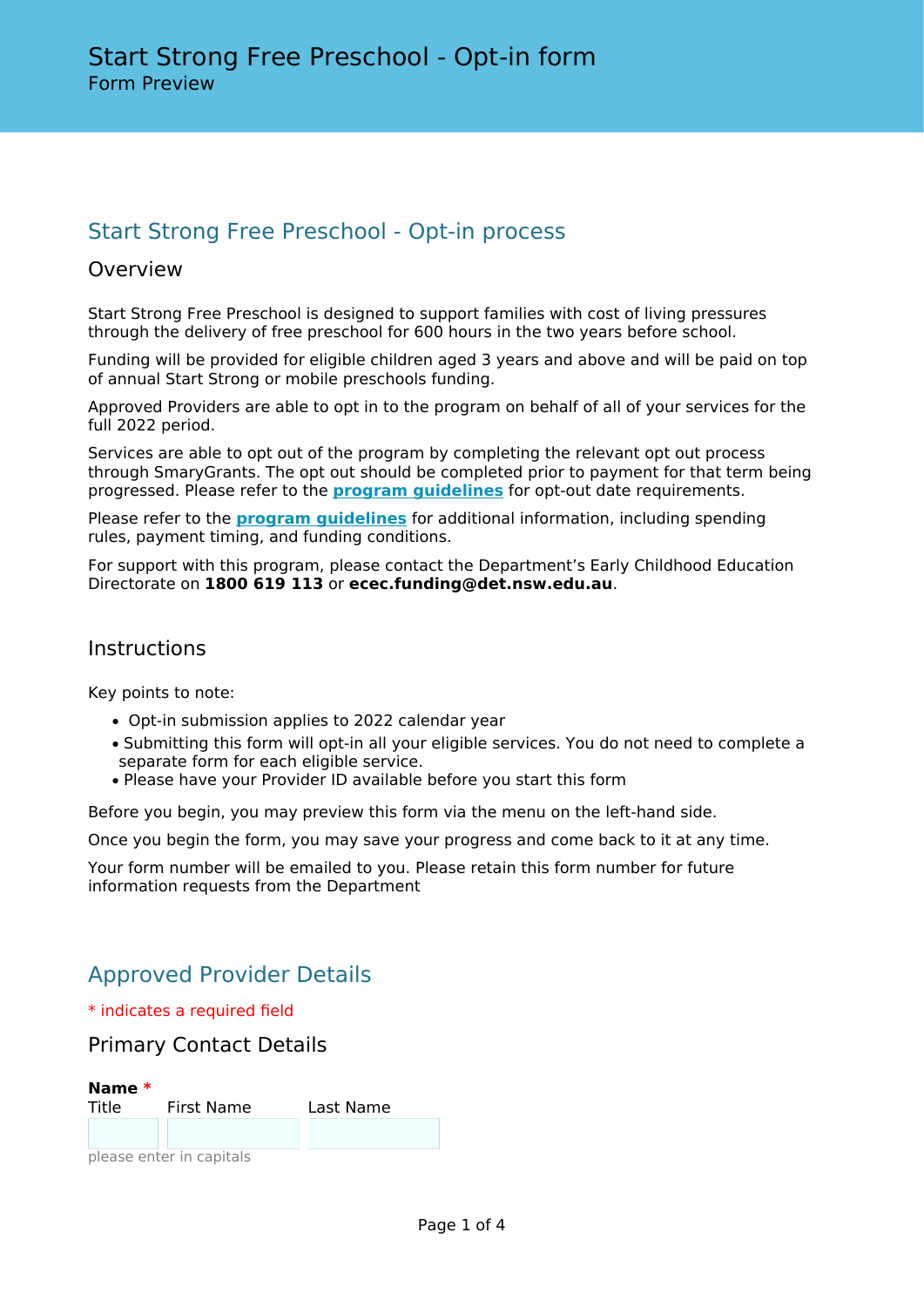# Start Strong Free Preschool - Opt-in form

Form Preview

## Start Strong Free Preschool - Opt-in process

### Overview

Start Strong Free Preschool is designed to support families with cost of living pressures through the delivery of free preschool for 600 hours in the two years before school.

Funding will be provided for eligible children aged 3 years and above and will be paid on top of annual Start Strong or mobile preschools funding.

Approved Providers are able to opt in to the program on behalf of all of your services for the full 2022 period.

Services are able to opt out of the program by completing the relevant opt out process through SmaryGrants. The opt out should be completed prior to payment for that term being progressed. Please refer to the **program guidelines** for opt-out date requirements.

Please refer to the **program guidelines** for additional information, including spending rules, payment timing, and funding conditions.

For support with this program, please contact the Department's Early Childhood Education Directorate on **1800 619 113** or **ecec.funding@det.nsw.edu.au**.

### Instructions

Key points to note:

- Opt-in submission applies to 2022 calendar year
- Submitting this form will opt-in all your eligible services. You do not need to complete a separate form for each eligible service.
- Please have your Provider ID available before you start this form

Before you begin, you may preview this form via the menu on the left-hand side.

Once you begin the form, you may save your progress and come back to it at any time.

Your form number will be emailed to you. Please retain this form number for future information requests from the Department

## Approved Provider Details

* indicates a required field

### Primary Contact Details

**Name** *

Title | First Name | Last Name

please enter in capitals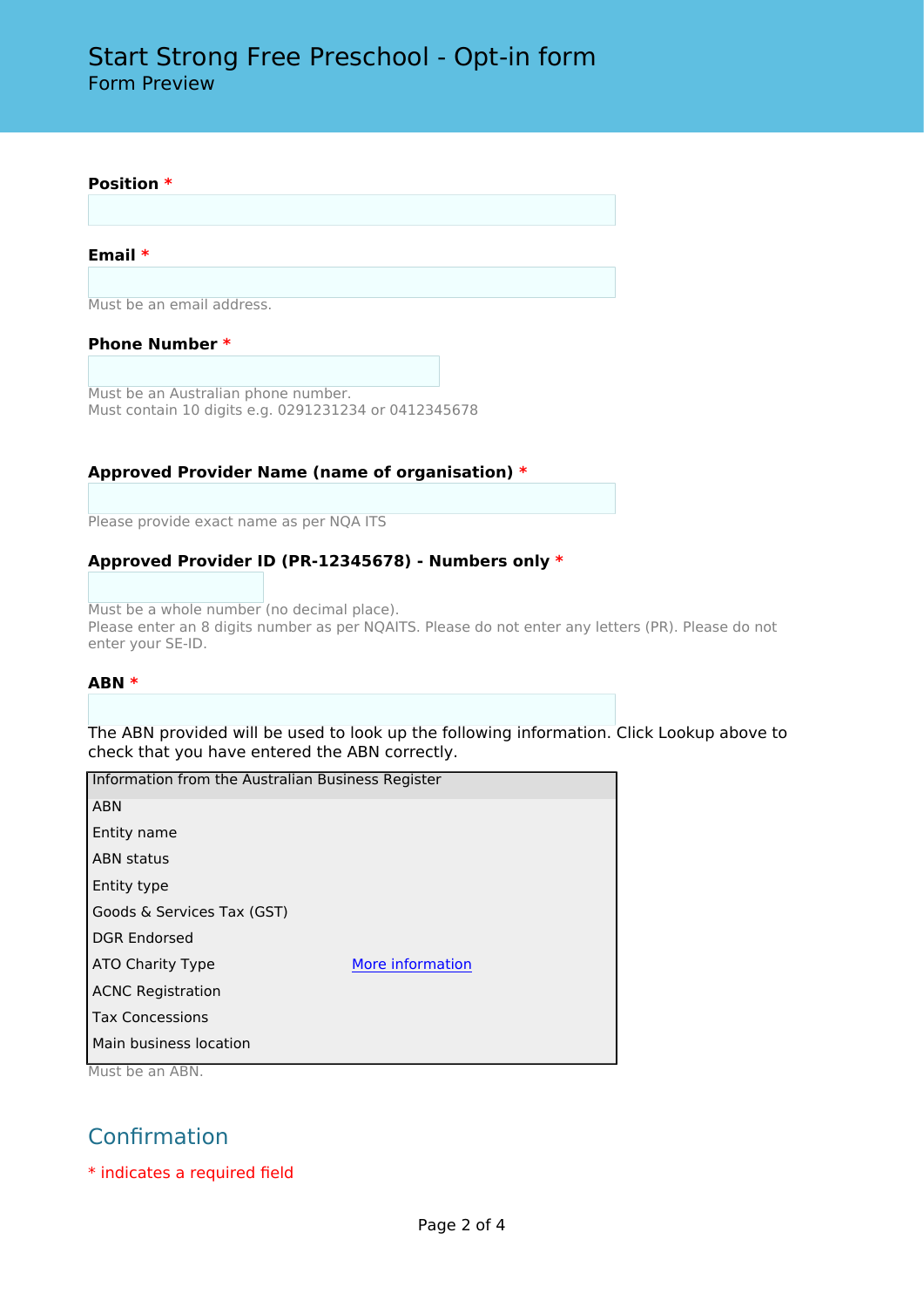# Start Strong Free Preschool - Opt-in form

Form Preview

**Position** *

**Email** *

Must be an email address.

**Phone Number** *

Must be an Australian phone number.
Must contain 10 digits e.g. 0291231234 or 0412345678

**Approved Provider Name (name of organisation)** *

Please provide exact name as per NQA ITS

**Approved Provider ID (PR-12345678) - Numbers only** *

Must be a whole number (no decimal place).
Please enter an 8 digits number as per NQAITS. Please do not enter any letters (PR). Please do not enter your SE-ID.

**ABN** *

The ABN provided will be used to look up the following information. Click Lookup above to check that you have entered the ABN correctly.

| Information from the Australian Business Register | |
|---|---|
| ABN | |
| Entity name | |
| ABN status | |
| Entity type | |
| Goods & Services Tax (GST) | |
| DGR Endorsed | |
| ATO Charity Type | More information |
| ACNC Registration | |
| Tax Concessions | |
| Main business location | |

Must be an ABN.

## Confirmation

* indicates a required field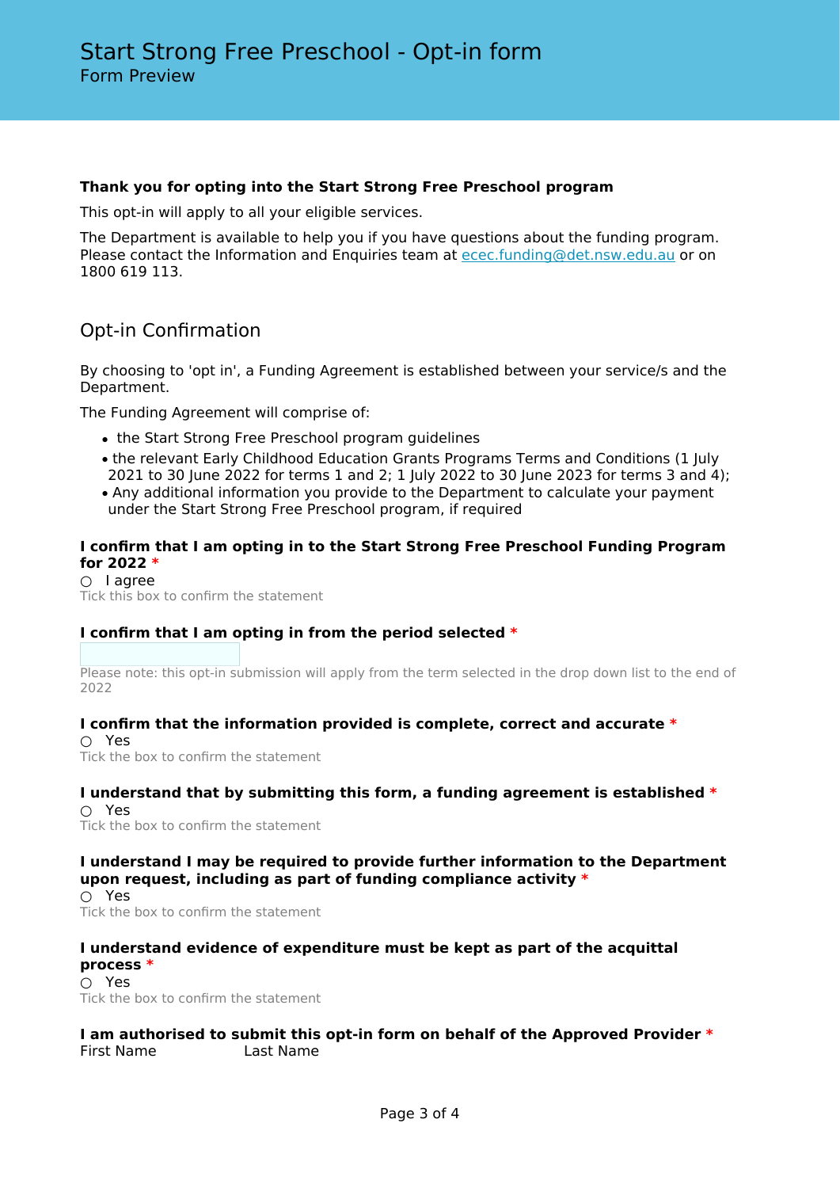# Start Strong Free Preschool - Opt-in form

Form Preview

**Thank you for opting into the Start Strong Free Preschool program**

This opt-in will apply to all your eligible services.

The Department is available to help you if you have questions about the funding program. Please contact the Information and Enquiries team at [ecec.funding@det.nsw.edu.au](mailto:ecec.funding@det.nsw.edu.au) or on 1800 619 113.

## Opt-in Confirmation

By choosing to 'opt in', a Funding Agreement is established between your service/s and the Department.

The Funding Agreement will comprise of:

- the Start Strong Free Preschool program guidelines
- the relevant Early Childhood Education Grants Programs Terms and Conditions (1 July 2021 to 30 June 2022 for terms 1 and 2; 1 July 2022 to 30 June 2023 for terms 3 and 4);
- Any additional information you provide to the Department to calculate your payment under the Start Strong Free Preschool program, if required

**I confirm that I am opting in to the Start Strong Free Preschool Funding Program for 2022** *

○ I agree

Tick this box to confirm the statement

**I confirm that I am opting in from the period selected** *

Please note: this opt-in submission will apply from the term selected in the drop down list to the end of 2022

**I confirm that the information provided is complete, correct and accurate** *

○ Yes

Tick the box to confirm the statement

**I understand that by submitting this form, a funding agreement is established** *

○ Yes

Tick the box to confirm the statement

**I understand I may be required to provide further information to the Department upon request, including as part of funding compliance activity** *

○ Yes

Tick the box to confirm the statement

**I understand evidence of expenditure must be kept as part of the acquittal process** *

○ Yes

Tick the box to confirm the statement

**I am authorised to submit this opt-in form on behalf of the Approved Provider** *

First Name Last Name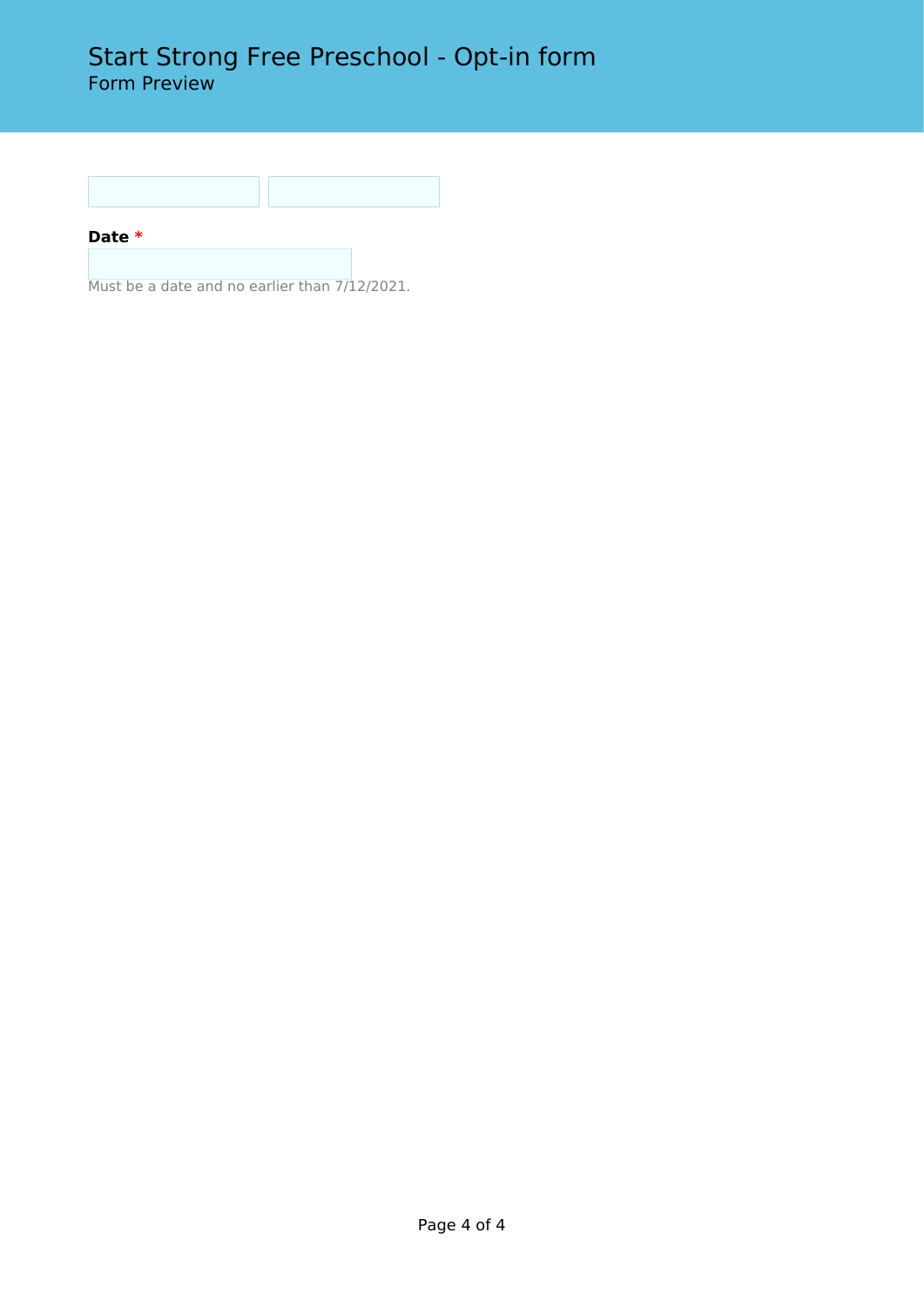# Start Strong Free Preschool - Opt-in form

Form Preview

**Date** *

Must be a date and no earlier than 7/12/2021.